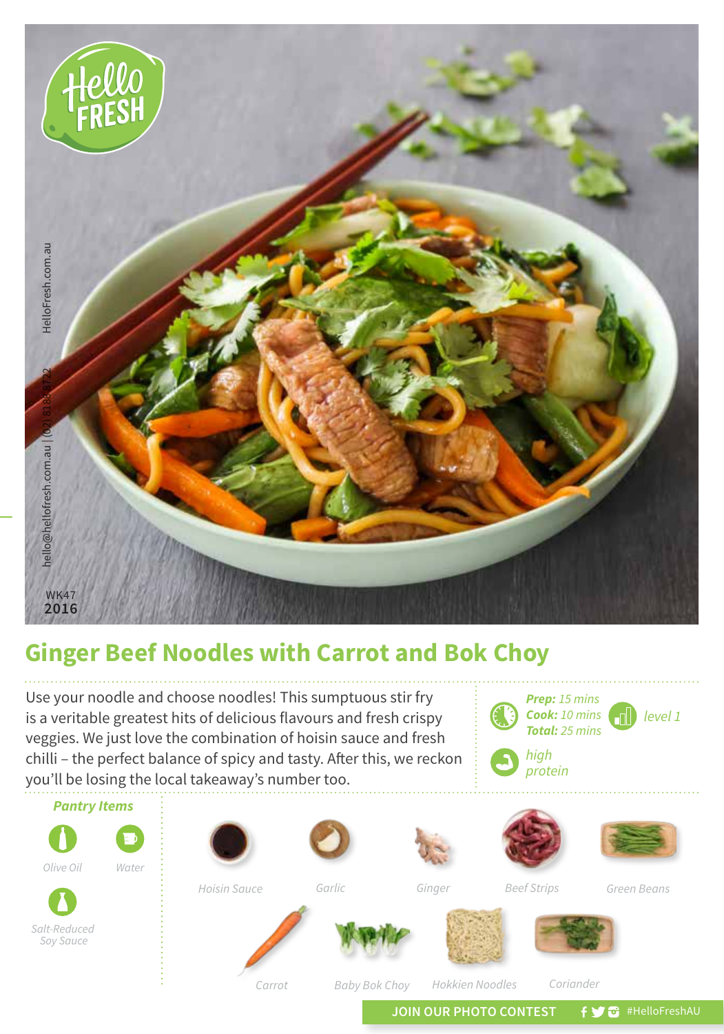HelloFresh.com.au

hello@hellofresh.com.au | (02) 8188 8722

WK47
**2016**

# Ginger Beef Noodles with Carrot and Bok Choy

Use your noodle and choose noodles! This sumptuous stir fry is a veritable greatest hits of delicious flavours and fresh crispy veggies. We just love the combination of hoisin sauce and fresh chilli – the perfect balance of spicy and tasty. After this, we reckon you'll be losing the local takeaway's number too.

***Prep:*** *15 mins*
***Cook:*** *10 mins*
***Total:*** *25 mins*

*level 1*

*high protein*

### *Pantry Items*

- Olive Oil
- Water
- Salt-Reduced Soy Sauce

Hoisin Sauce

Garlic

Ginger

Beef Strips

Green Beans

Carrot

Baby Bok Choy

Hokkien Noodles

Coriander

**JOIN OUR PHOTO CONTEST** #HelloFreshAU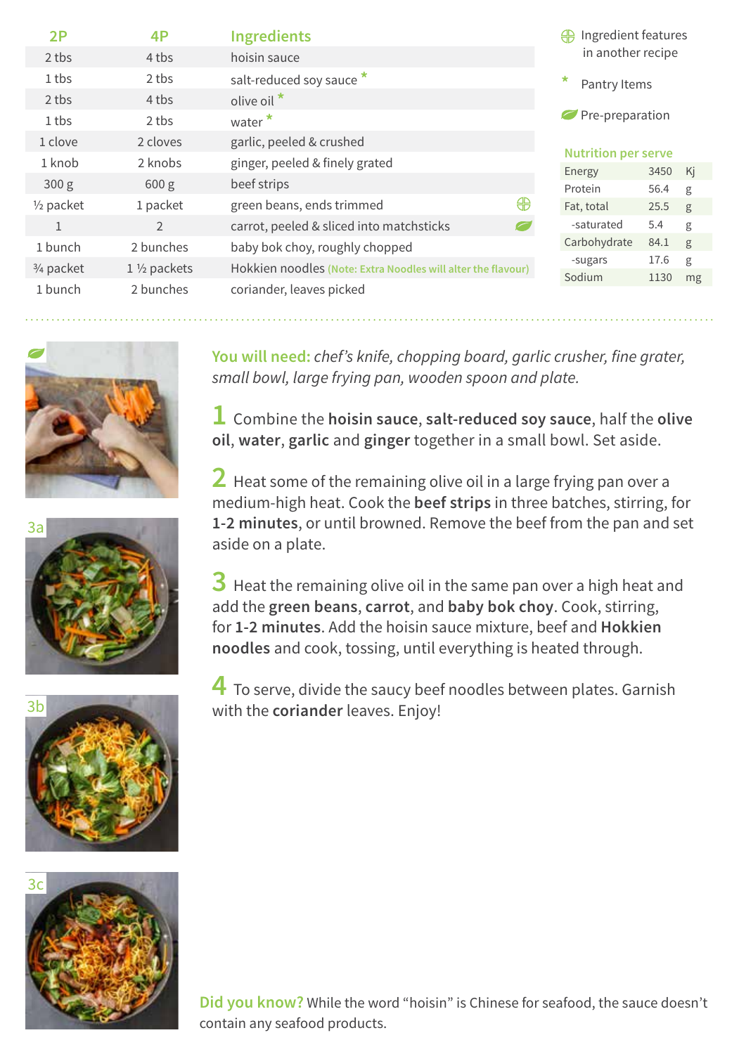| 2P | 4P | Ingredients | |
|---|---|---|---|
| 2 tbs | 4 tbs | hoisin sauce | |
| 1 tbs | 2 tbs | salt-reduced soy sauce * | |
| 2 tbs | 4 tbs | olive oil * | |
| 1 tbs | 2 tbs | water * | |
| 1 clove | 2 cloves | garlic, peeled & crushed | |
| 1 knob | 2 knobs | ginger, peeled & finely grated | |
| 300 g | 600 g | beef strips | |
| ½ packet | 1 packet | green beans, ends trimmed | ⊕ |
| 1 | 2 | carrot, peeled & sliced into matchsticks | 🍃 |
| 1 bunch | 2 bunches | baby bok choy, roughly chopped | |
| ¾ packet | 1 ½ packets | Hokkien noodles (Note: Extra Noodles will alter the flavour) | |
| 1 bunch | 2 bunches | coriander, leaves picked | |

⊕ Ingredient features in another recipe

\* Pantry Items

🍃 Pre-preparation

**Nutrition per serve**

| | | |
|---|---|---|
| Energy | 3450 | Kj |
| Protein | 56.4 | g |
| Fat, total | 25.5 | g |
| -saturated | 5.4 | g |
| Carbohydrate | 84.1 | g |
| -sugars | 17.6 | g |
| Sodium | 1130 | mg |

**You will need:** *chef's knife, chopping board, garlic crusher, fine grater, small bowl, large frying pan, wooden spoon and plate.*

**1** Combine the **hoisin sauce**, **salt-reduced soy sauce**, half the **olive oil**, **water**, **garlic** and **ginger** together in a small bowl. Set aside.

**2** Heat some of the remaining olive oil in a large frying pan over a medium-high heat. Cook the **beef strips** in three batches, stirring, for **1-2 minutes**, or until browned. Remove the beef from the pan and set aside on a plate.

**3** Heat the remaining olive oil in the same pan over a high heat and add the **green beans**, **carrot**, and **baby bok choy**. Cook, stirring, for **1-2 minutes**. Add the hoisin sauce mixture, beef and **Hokkien noodles** and cook, tossing, until everything is heated through.

**4** To serve, divide the saucy beef noodles between plates. Garnish with the **coriander** leaves. Enjoy!

3a

3b

3c

**Did you know?** While the word "hoisin" is Chinese for seafood, the sauce doesn't contain any seafood products.